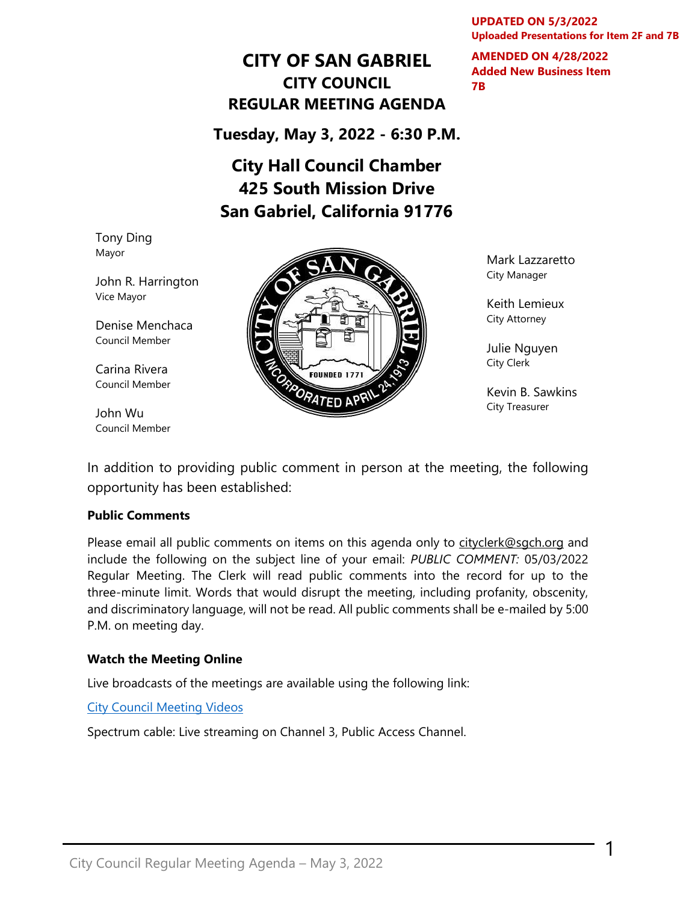**UPDATED ON 5/3/2022**
**Uploaded Presentations for Item 2F and 7B**

**AMENDED ON 4/28/2022**
**Added New Business Item 7B**

# CITY OF SAN GABRIEL
## CITY COUNCIL
## REGULAR MEETING AGENDA

**Tuesday, May 3, 2022 - 6:30 P.M.**

**City Hall Council Chamber**
**425 South Mission Drive**
**San Gabriel, California 91776**

Tony Ding
Mayor

John R. Harrington
Vice Mayor

Denise Menchaca
Council Member

Carina Rivera
Council Member

John Wu
Council Member

Mark Lazzaretto
City Manager

Keith Lemieux
City Attorney

Julie Nguyen
City Clerk

Kevin B. Sawkins
City Treasurer

In addition to providing public comment in person at the meeting, the following opportunity has been established:

**Public Comments**

Please email all public comments on items on this agenda only to cityclerk@sgch.org and include the following on the subject line of your email: *PUBLIC COMMENT:* 05/03/2022 Regular Meeting. The Clerk will read public comments into the record for up to the three-minute limit. Words that would disrupt the meeting, including profanity, obscenity, and discriminatory language, will not be read. All public comments shall be e-mailed by 5:00 P.M. on meeting day.

**Watch the Meeting Online**

Live broadcasts of the meetings are available using the following link:

City Council Meeting Videos

Spectrum cable: Live streaming on Channel 3, Public Access Channel.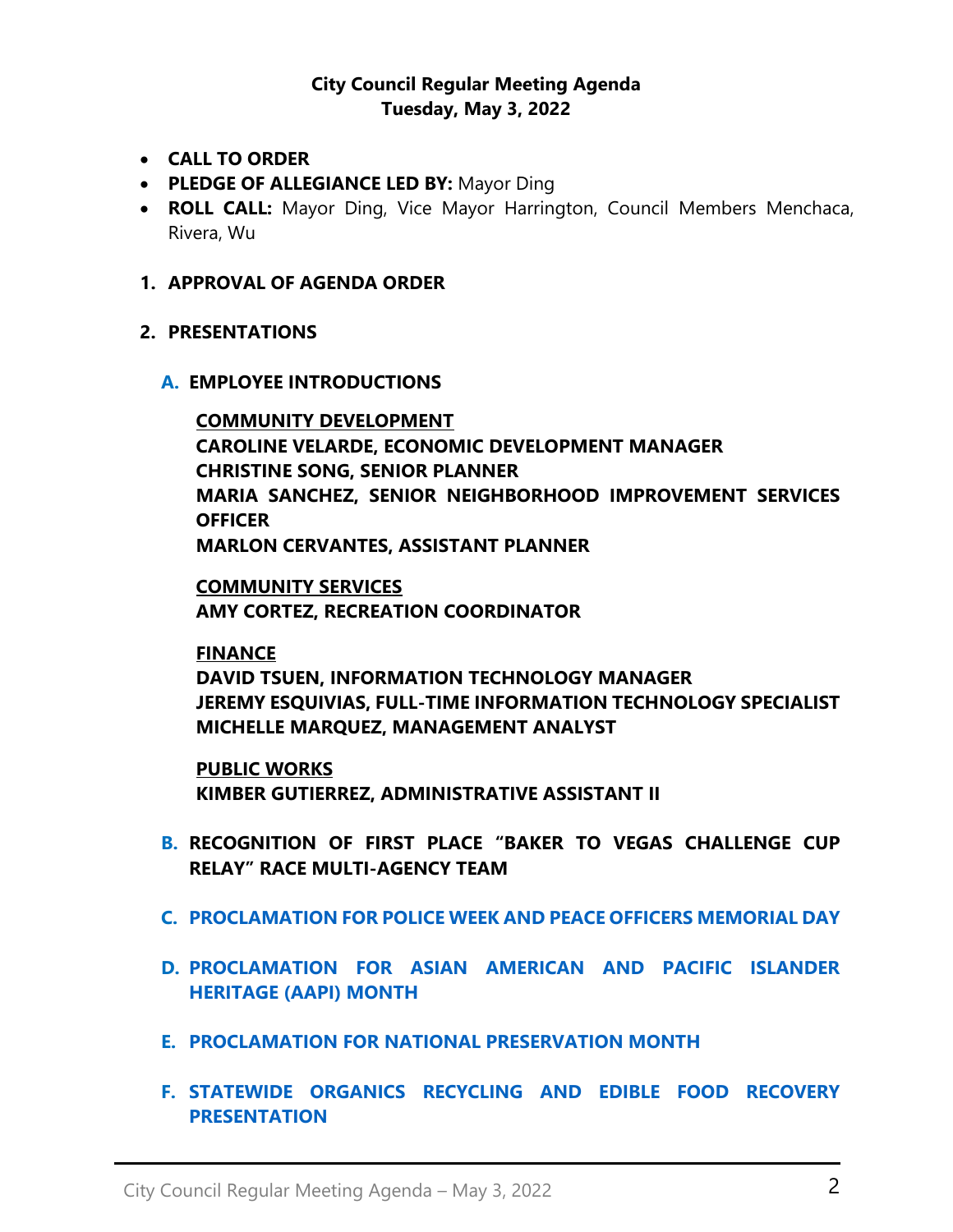**City Council Regular Meeting Agenda**
**Tuesday, May 3, 2022**

- **CALL TO ORDER**
- **PLEDGE OF ALLEGIANCE LED BY:** Mayor Ding
- **ROLL CALL:** Mayor Ding, Vice Mayor Harrington, Council Members Menchaca, Rivera, Wu

1. **APPROVAL OF AGENDA ORDER**

2. **PRESENTATIONS**

   **A. EMPLOYEE INTRODUCTIONS**

   **COMMUNITY DEVELOPMENT**
   **CAROLINE VELARDE, ECONOMIC DEVELOPMENT MANAGER**
   **CHRISTINE SONG, SENIOR PLANNER**
   **MARIA SANCHEZ, SENIOR NEIGHBORHOOD IMPROVEMENT SERVICES OFFICER**
   **MARLON CERVANTES, ASSISTANT PLANNER**

   **COMMUNITY SERVICES**
   **AMY CORTEZ, RECREATION COORDINATOR**

   **FINANCE**
   **DAVID TSUEN, INFORMATION TECHNOLOGY MANAGER**
   **JEREMY ESQUIVIAS, FULL-TIME INFORMATION TECHNOLOGY SPECIALIST**
   **MICHELLE MARQUEZ, MANAGEMENT ANALYST**

   **PUBLIC WORKS**
   **KIMBER GUTIERREZ, ADMINISTRATIVE ASSISTANT II**

   **B. RECOGNITION OF FIRST PLACE "BAKER TO VEGAS CHALLENGE CUP RELAY" RACE MULTI-AGENCY TEAM**

   **C. PROCLAMATION FOR POLICE WEEK AND PEACE OFFICERS MEMORIAL DAY**

   **D. PROCLAMATION FOR ASIAN AMERICAN AND PACIFIC ISLANDER HERITAGE (AAPI) MONTH**

   **E. PROCLAMATION FOR NATIONAL PRESERVATION MONTH**

   **F. STATEWIDE ORGANICS RECYCLING AND EDIBLE FOOD RECOVERY PRESENTATION**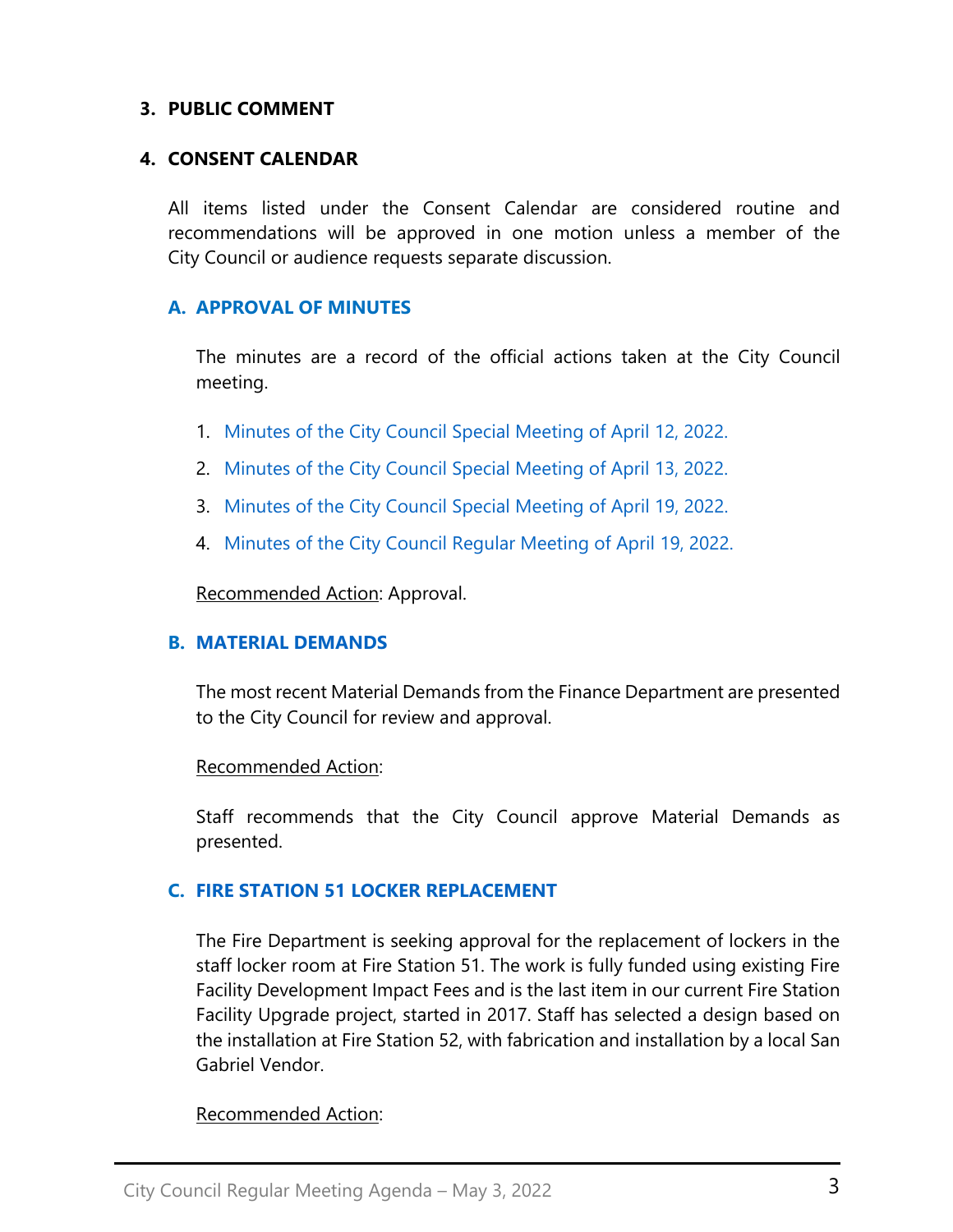### 3. PUBLIC COMMENT

### 4. CONSENT CALENDAR

All items listed under the Consent Calendar are considered routine and recommendations will be approved in one motion unless a member of the City Council or audience requests separate discussion.

#### A. APPROVAL OF MINUTES

The minutes are a record of the official actions taken at the City Council meeting.

1. Minutes of the City Council Special Meeting of April 12, 2022.
2. Minutes of the City Council Special Meeting of April 13, 2022.
3. Minutes of the City Council Special Meeting of April 19, 2022.
4. Minutes of the City Council Regular Meeting of April 19, 2022.

Recommended Action: Approval.

#### B. MATERIAL DEMANDS

The most recent Material Demands from the Finance Department are presented to the City Council for review and approval.

Recommended Action:

Staff recommends that the City Council approve Material Demands as presented.

#### C. FIRE STATION 51 LOCKER REPLACEMENT

The Fire Department is seeking approval for the replacement of lockers in the staff locker room at Fire Station 51. The work is fully funded using existing Fire Facility Development Impact Fees and is the last item in our current Fire Station Facility Upgrade project, started in 2017. Staff has selected a design based on the installation at Fire Station 52, with fabrication and installation by a local San Gabriel Vendor.

Recommended Action: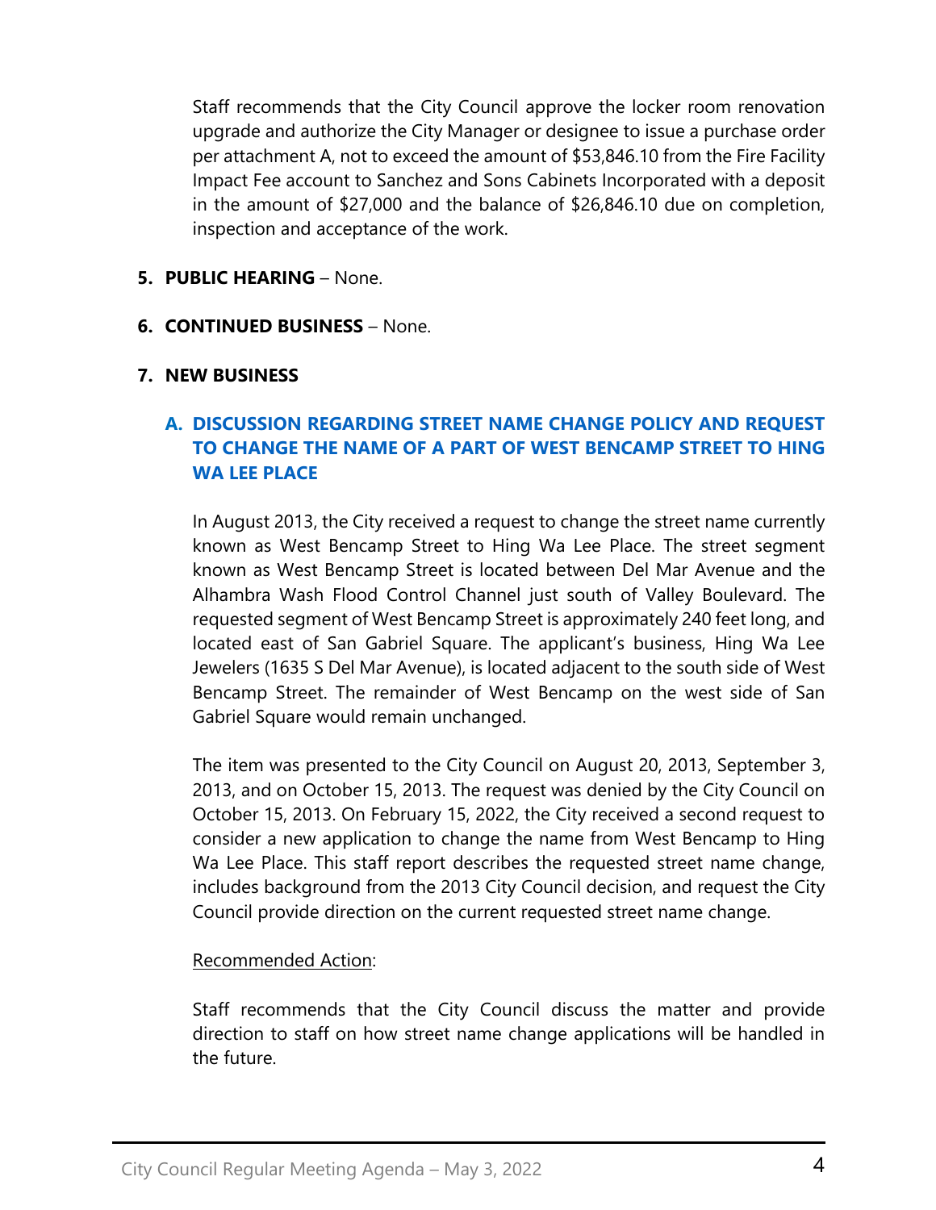Staff recommends that the City Council approve the locker room renovation upgrade and authorize the City Manager or designee to issue a purchase order per attachment A, not to exceed the amount of $53,846.10 from the Fire Facility Impact Fee account to Sanchez and Sons Cabinets Incorporated with a deposit in the amount of $27,000 and the balance of $26,846.10 due on completion, inspection and acceptance of the work.

5. **PUBLIC HEARING** – None.

6. **CONTINUED BUSINESS** – None.

7. **NEW BUSINESS**

### A. DISCUSSION REGARDING STREET NAME CHANGE POLICY AND REQUEST TO CHANGE THE NAME OF A PART OF WEST BENCAMP STREET TO HING WA LEE PLACE

In August 2013, the City received a request to change the street name currently known as West Bencamp Street to Hing Wa Lee Place. The street segment known as West Bencamp Street is located between Del Mar Avenue and the Alhambra Wash Flood Control Channel just south of Valley Boulevard. The requested segment of West Bencamp Street is approximately 240 feet long, and located east of San Gabriel Square. The applicant's business, Hing Wa Lee Jewelers (1635 S Del Mar Avenue), is located adjacent to the south side of West Bencamp Street. The remainder of West Bencamp on the west side of San Gabriel Square would remain unchanged.

The item was presented to the City Council on August 20, 2013, September 3, 2013, and on October 15, 2013. The request was denied by the City Council on October 15, 2013. On February 15, 2022, the City received a second request to consider a new application to change the name from West Bencamp to Hing Wa Lee Place. This staff report describes the requested street name change, includes background from the 2013 City Council decision, and request the City Council provide direction on the current requested street name change.

Recommended Action:

Staff recommends that the City Council discuss the matter and provide direction to staff on how street name change applications will be handled in the future.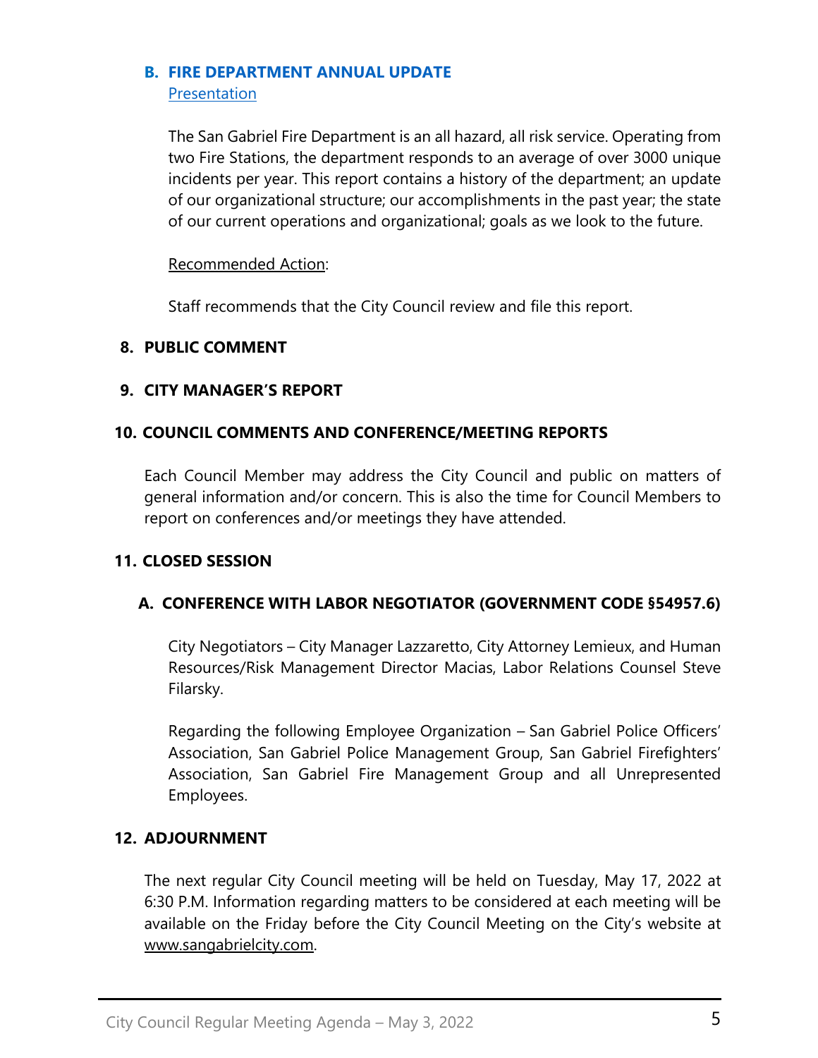### B. FIRE DEPARTMENT ANNUAL UPDATE

Presentation

The San Gabriel Fire Department is an all hazard, all risk service. Operating from two Fire Stations, the department responds to an average of over 3000 unique incidents per year. This report contains a history of the department; an update of our organizational structure; our accomplishments in the past year; the state of our current operations and organizational; goals as we look to the future.

Recommended Action:

Staff recommends that the City Council review and file this report.

## 8. PUBLIC COMMENT

## 9. CITY MANAGER'S REPORT

## 10. COUNCIL COMMENTS AND CONFERENCE/MEETING REPORTS

Each Council Member may address the City Council and public on matters of general information and/or concern. This is also the time for Council Members to report on conferences and/or meetings they have attended.

## 11. CLOSED SESSION

### A. CONFERENCE WITH LABOR NEGOTIATOR (GOVERNMENT CODE §54957.6)

City Negotiators – City Manager Lazzaretto, City Attorney Lemieux, and Human Resources/Risk Management Director Macias, Labor Relations Counsel Steve Filarsky.

Regarding the following Employee Organization – San Gabriel Police Officers' Association, San Gabriel Police Management Group, San Gabriel Firefighters' Association, San Gabriel Fire Management Group and all Unrepresented Employees.

## 12. ADJOURNMENT

The next regular City Council meeting will be held on Tuesday, May 17, 2022 at 6:30 P.M. Information regarding matters to be considered at each meeting will be available on the Friday before the City Council Meeting on the City's website at www.sangabrielcity.com.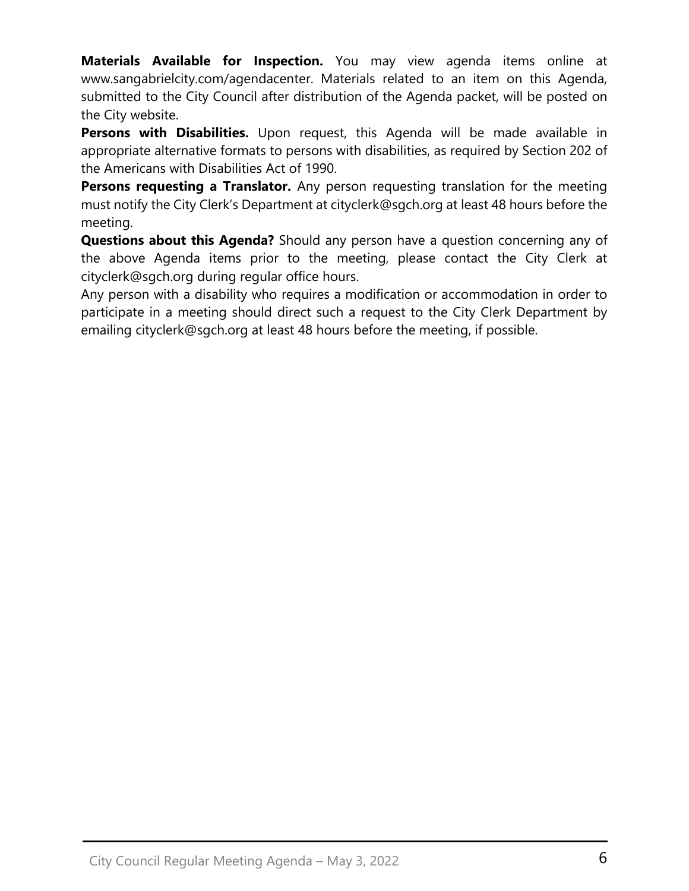**Materials Available for Inspection.** You may view agenda items online at www.sangabrielcity.com/agendacenter. Materials related to an item on this Agenda, submitted to the City Council after distribution of the Agenda packet, will be posted on the City website.

**Persons with Disabilities.** Upon request, this Agenda will be made available in appropriate alternative formats to persons with disabilities, as required by Section 202 of the Americans with Disabilities Act of 1990.

**Persons requesting a Translator.** Any person requesting translation for the meeting must notify the City Clerk's Department at cityclerk@sgch.org at least 48 hours before the meeting.

**Questions about this Agenda?** Should any person have a question concerning any of the above Agenda items prior to the meeting, please contact the City Clerk at cityclerk@sgch.org during regular office hours.

Any person with a disability who requires a modification or accommodation in order to participate in a meeting should direct such a request to the City Clerk Department by emailing cityclerk@sgch.org at least 48 hours before the meeting, if possible.